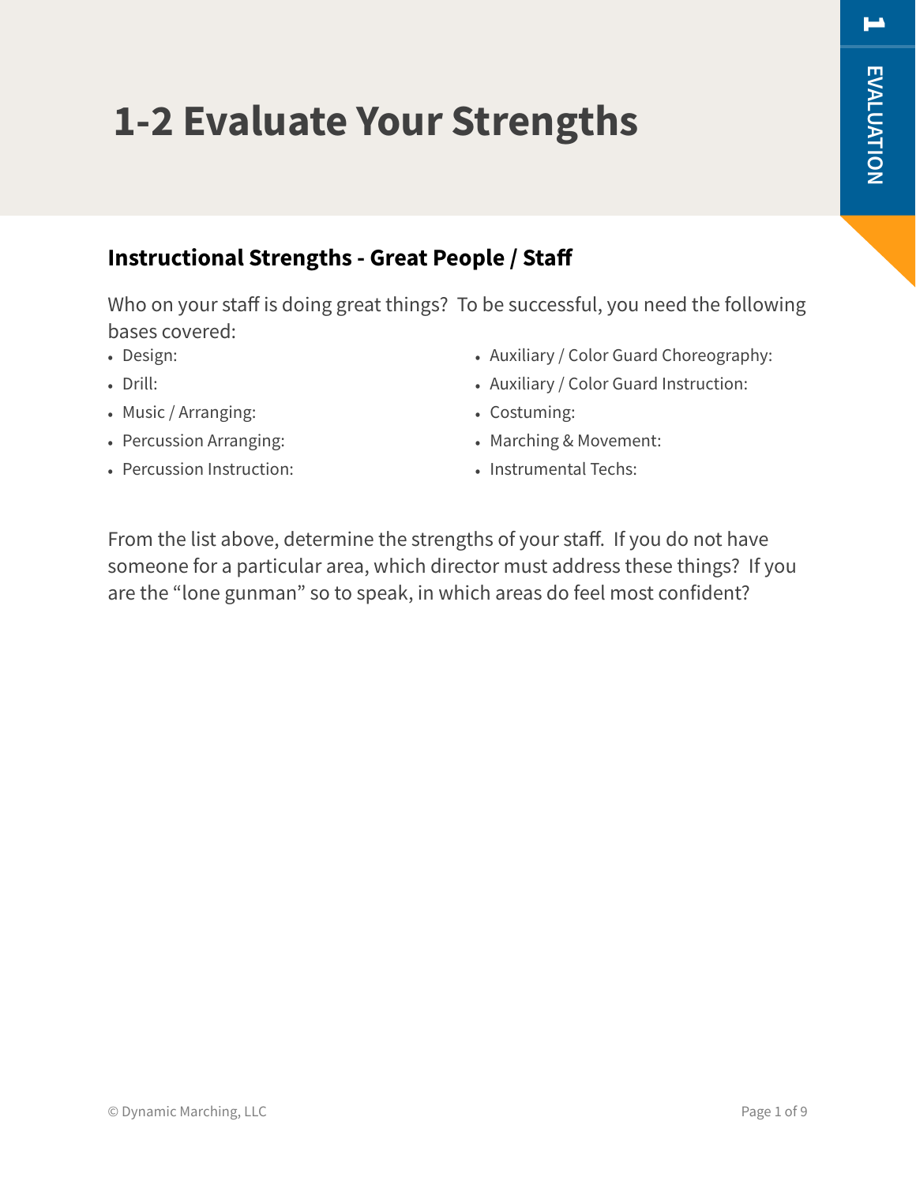# 1-2 Evaluate Your Strengths

## Instructional Strengths - Great People / Staff

Who on your staff is doing great things? To be successful, you need the following bases covered:

- Design:
- Drill:
- Music / Arranging:
- Percussion Arranging:
- Percussion Instruction:
- Auxiliary / Color Guard Choreography:
- Auxiliary / Color Guard Instruction:
- Costuming:
- Marching & Movement:
- Instrumental Techs:

From the list above, determine the strengths of your staff. If you do not have someone for a particular area, which director must address these things? If you are the "lone gunman" so to speak, in which areas do feel most confident?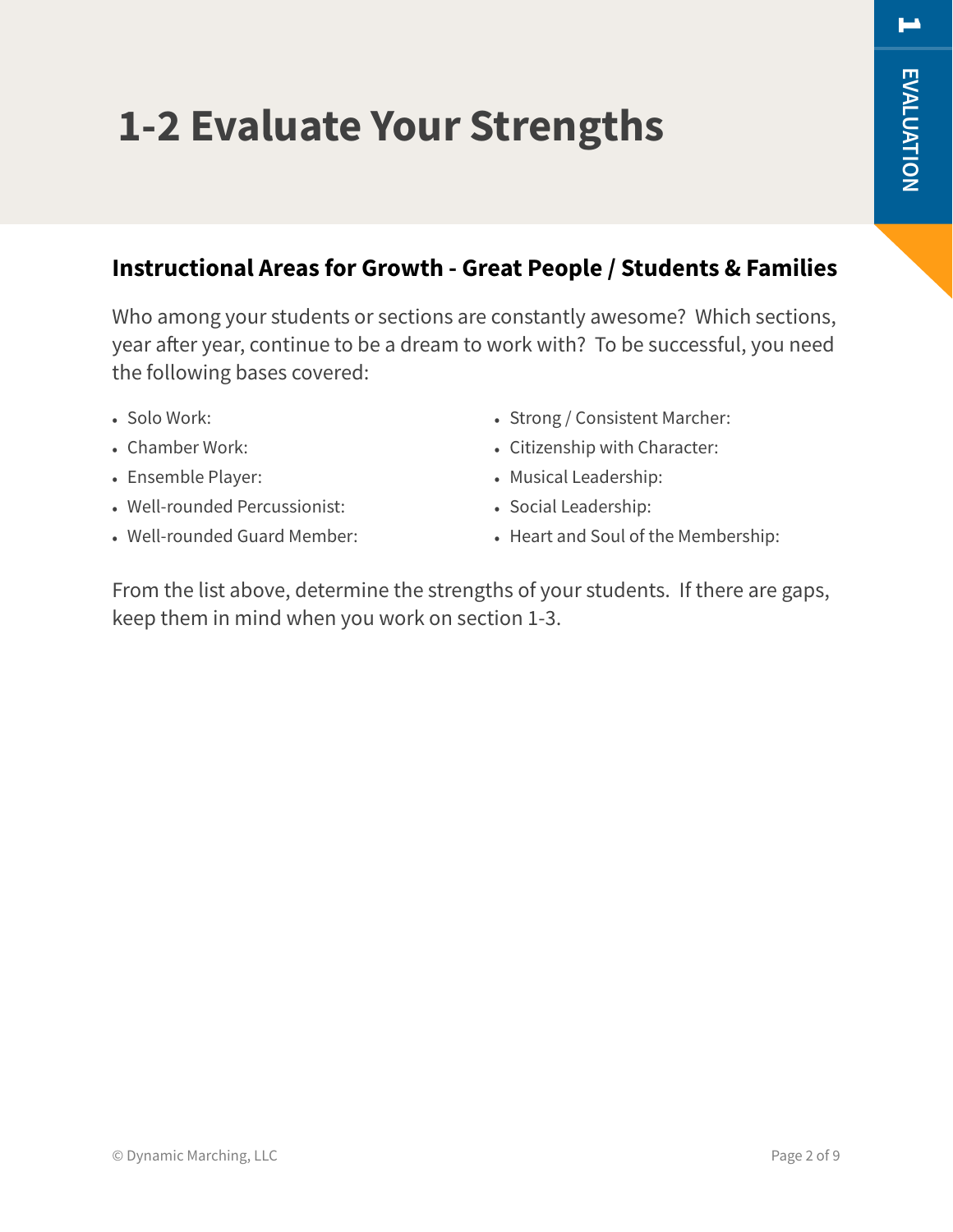# 1-2 Evaluate Your Strengths

## Instructional Areas for Growth - Great People / Students & Families

Who among your students or sections are constantly awesome? Which sections, year after year, continue to be a dream to work with? To be successful, you need the following bases covered:

- Solo Work:
- Chamber Work:
- Ensemble Player:
- Well-rounded Percussionist:
- Well-rounded Guard Member:
- Strong / Consistent Marcher:
- Citizenship with Character:
- Musical Leadership:
- Social Leadership:
- Heart and Soul of the Membership:

From the list above, determine the strengths of your students. If there are gaps, keep them in mind when you work on section 1-3.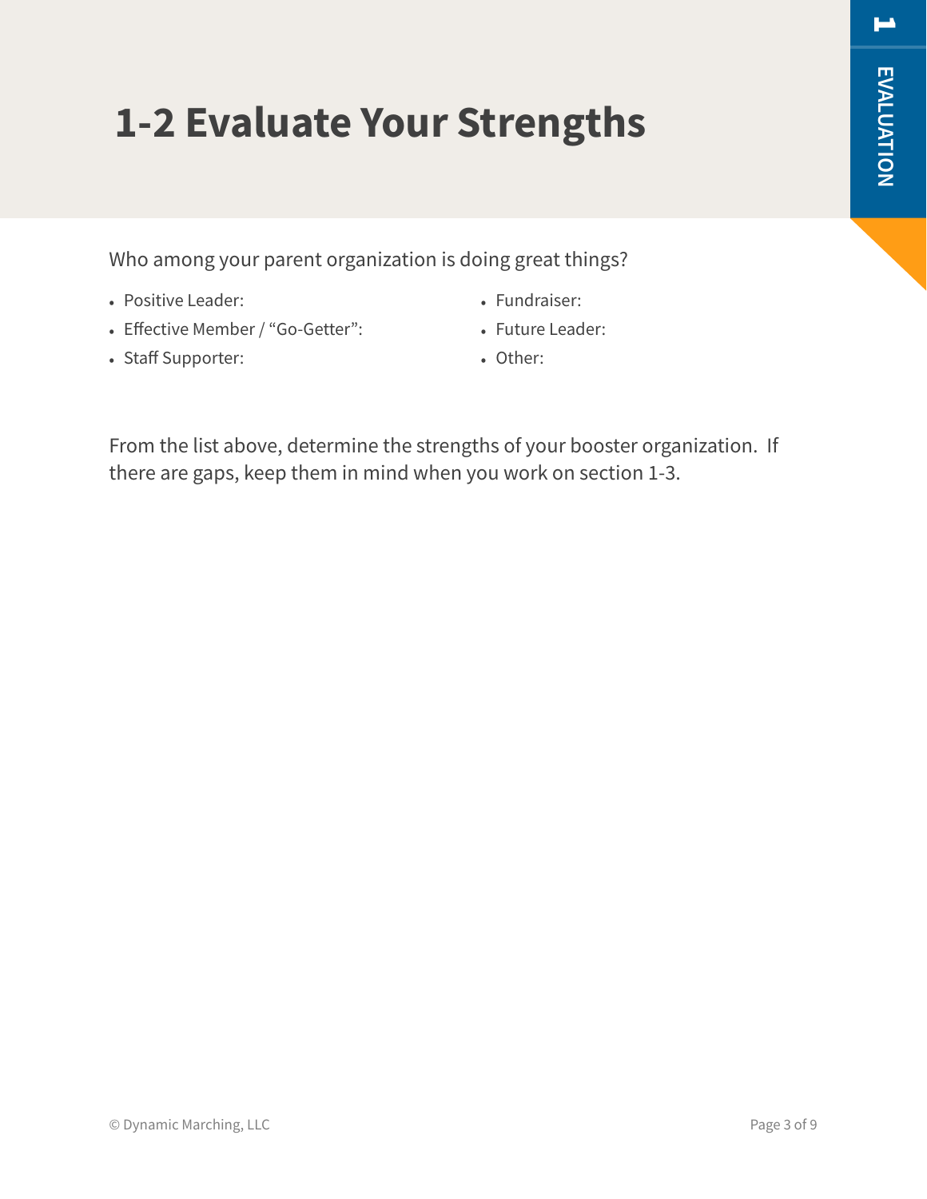# 1-2 Evaluate Your Strengths

Who among your parent organization is doing great things?

- Positive Leader:
- Effective Member / “Go-Getter”:
- Staff Supporter:
- Fundraiser:
- Future Leader:
- Other:

From the list above, determine the strengths of your booster organization. If there are gaps, keep them in mind when you work on section 1-3.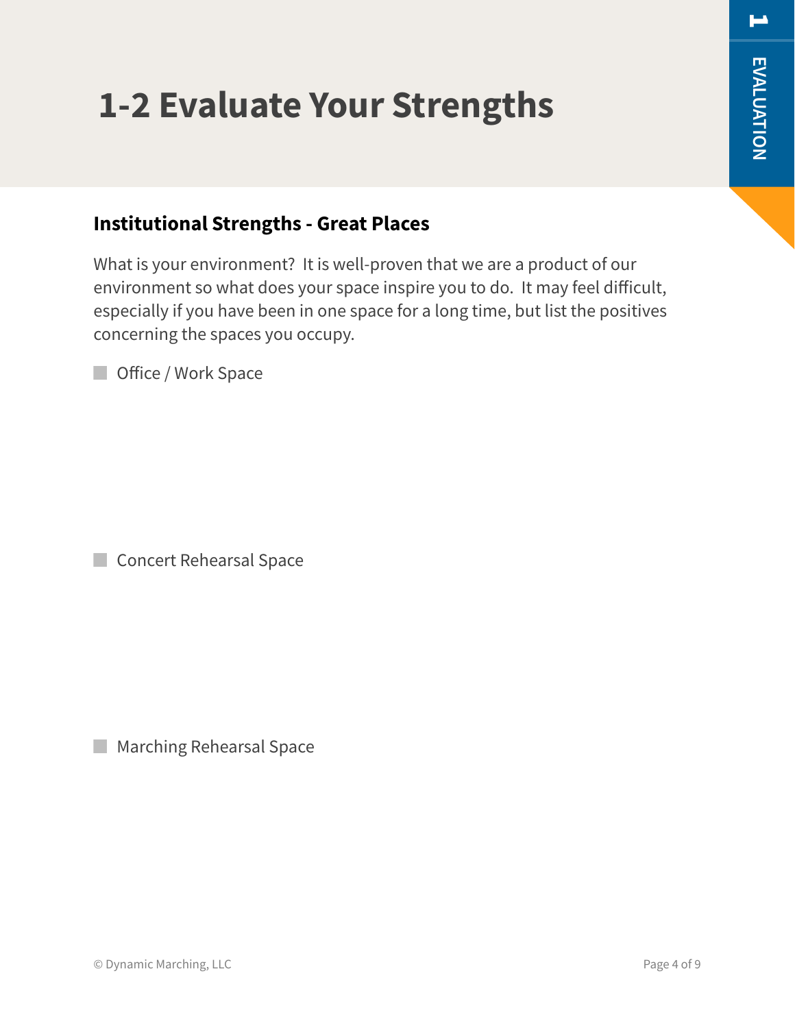# 1-2 Evaluate Your Strengths

## Institutional Strengths - Great Places

What is your environment?  It is well-proven that we are a product of our environment so what does your space inspire you to do.  It may feel difficult, especially if you have been in one space for a long time, but list the positives concerning the spaces you occupy.

- [ ] Office / Work Space

- [ ] Concert Rehearsal Space

- [ ] Marching Rehearsal Space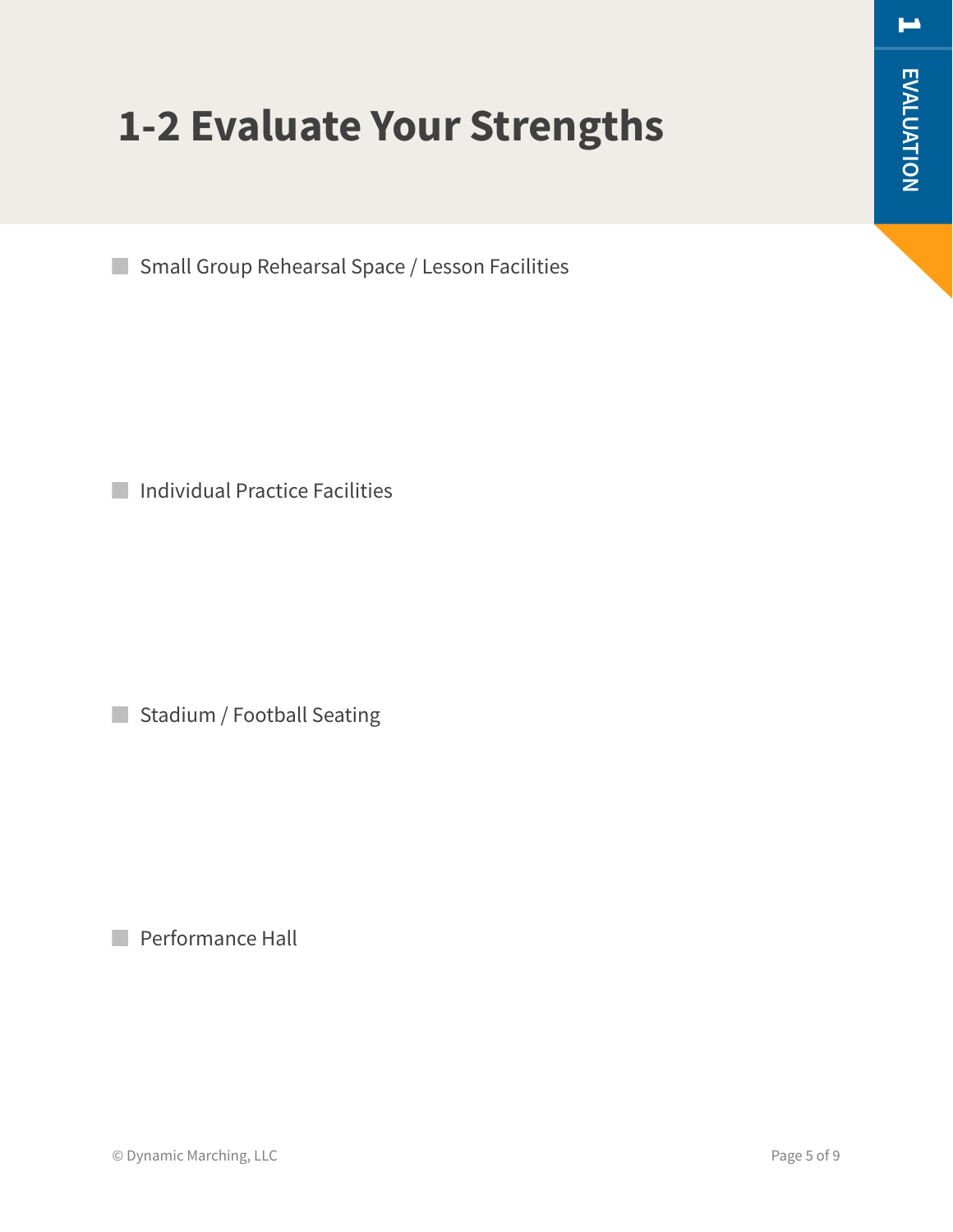# 1-2 Evaluate Your Strengths

- [ ] Small Group Rehearsal Space / Lesson Facilities

- [ ] Individual Practice Facilities

- [ ] Stadium / Football Seating

- [ ] Performance Hall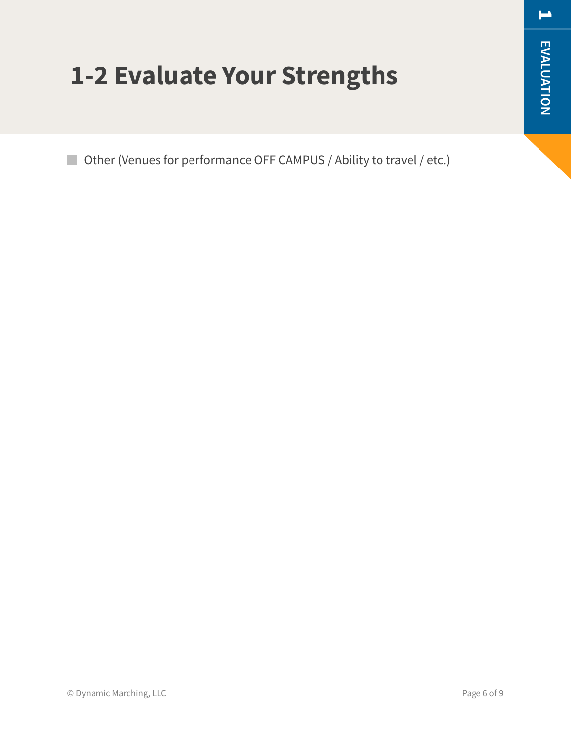# 1-2 Evaluate Your Strengths

- Other (Venues for performance OFF CAMPUS / Ability to travel / etc.)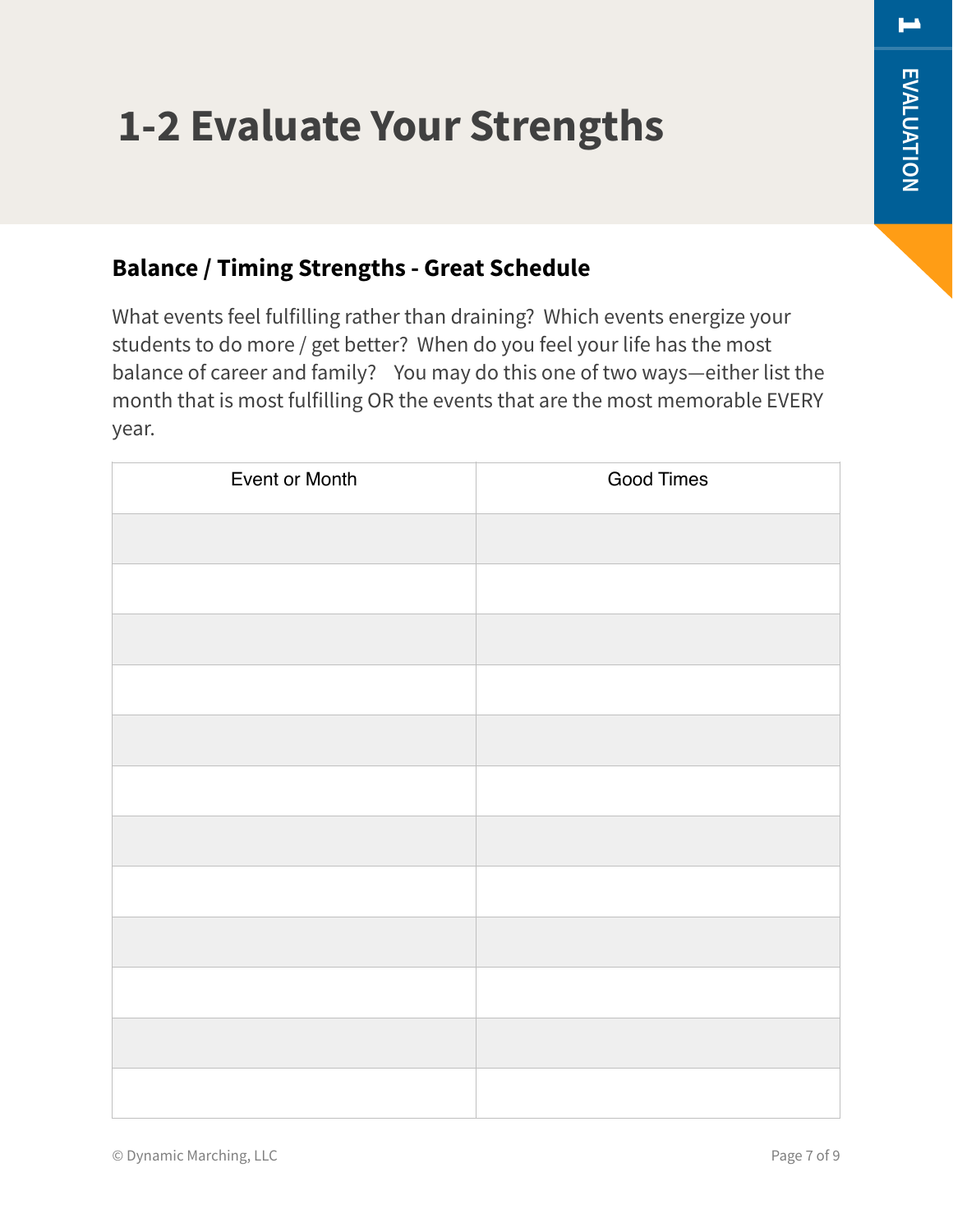# 1-2 Evaluate Your Strengths

## Balance / Timing Strengths - Great Schedule

What events feel fulfilling rather than draining? Which events energize your students to do more / get better? When do you feel your life has the most balance of career and family? You may do this one of two ways—either list the month that is most fulfilling OR the events that are the most memorable EVERY year.

| Event or Month | Good Times |
|---|---|
| | |
| | |
| | |
| | |
| | |
| | |
| | |
| | |
| | |
| | |
| | |
| | |

© Dynamic Marching, LLC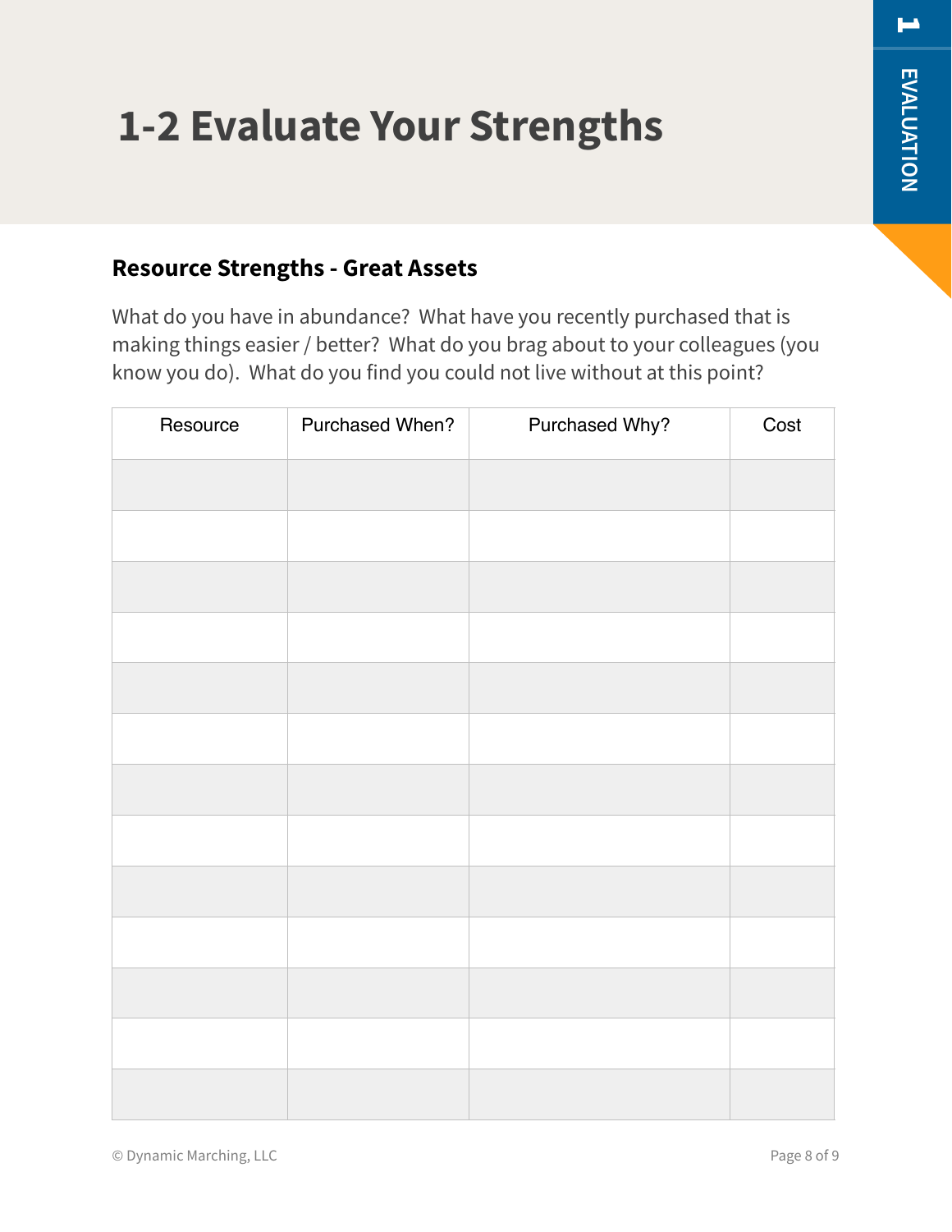# 1-2 Evaluate Your Strengths

## Resource Strengths - Great Assets

What do you have in abundance? What have you recently purchased that is making things easier / better? What do you brag about to your colleagues (you know you do). What do you find you could not live without at this point?

| Resource | Purchased When? | Purchased Why? | Cost |
|---|---|---|---|
| | | | |
| | | | |
| | | | |
| | | | |
| | | | |
| | | | |
| | | | |
| | | | |
| | | | |
| | | | |
| | | | |
| | | | |
| | | | |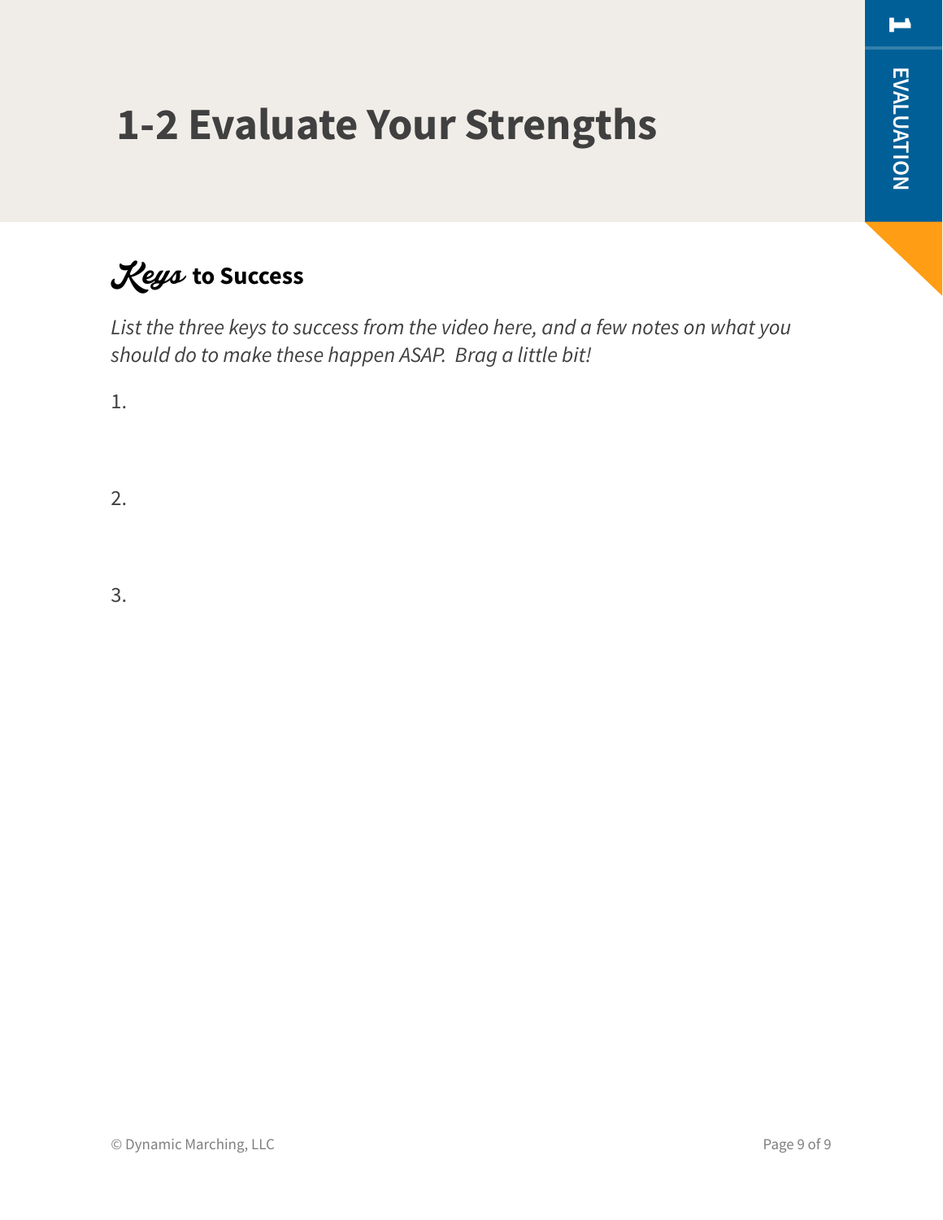# 1-2 Evaluate Your Strengths

## *Keys* to Success

*List the three keys to success from the video here, and a few notes on what you should do to make these happen ASAP. Brag a little bit!*

1.

2.

3.

© Dynamic Marching, LLC